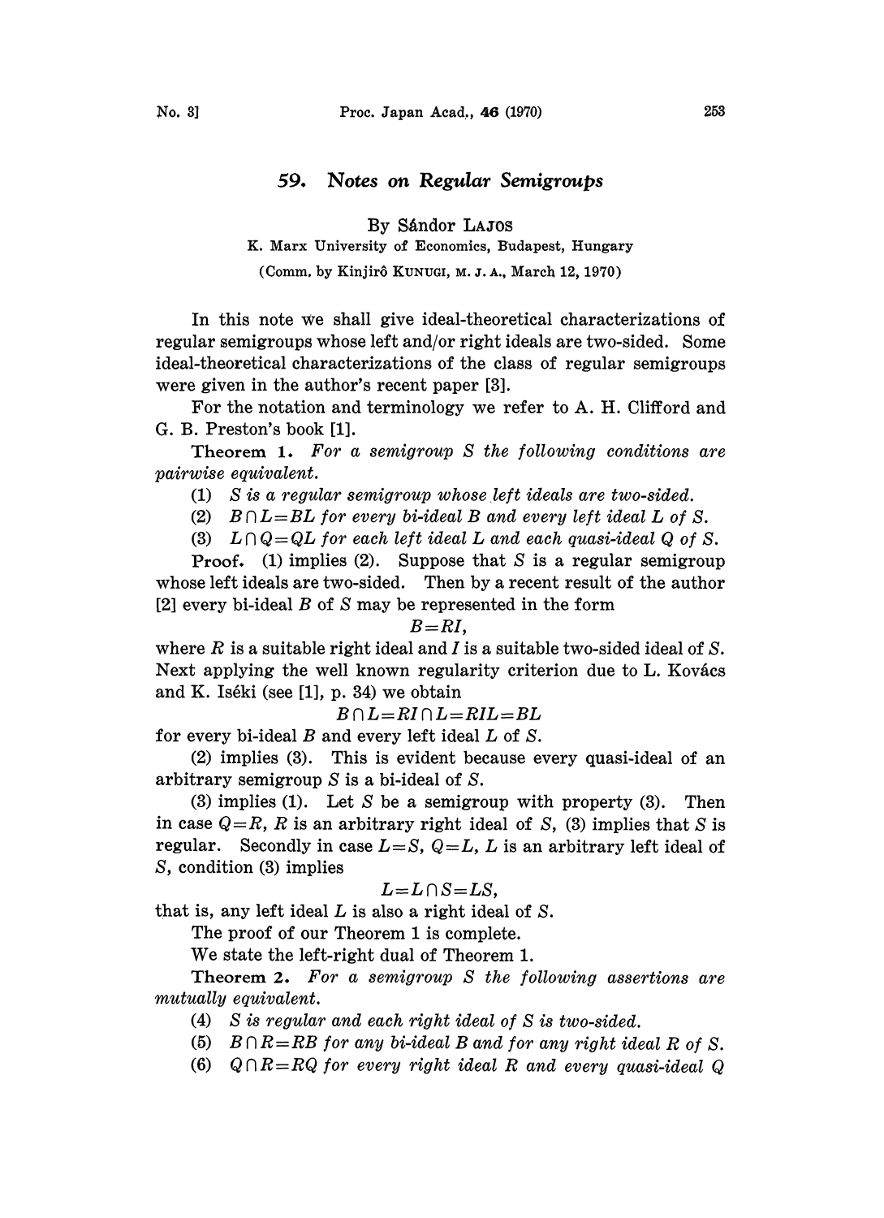# 59. *Notes on Regular Semigroups*

By Sándor LAJOS

K. Marx University of Economics, Budapest, Hungary

(Comm. by Kinjirô KUNUGI, M. J. A., March 12, 1970)

In this note we shall give ideal-theoretical characterizations of regular semigroups whose left and/or right ideals are two-sided. Some ideal-theoretical characterizations of the class of regular semigroups were given in the author's recent paper [3].

For the notation and terminology we refer to A. H. Clifford and G. B. Preston's book [1].

**Theorem 1.** *For a semigroup $S$ the following conditions are pairwise equivalent.*

(1) *$S$ is a regular semigroup whose left ideals are two-sided.*

(2) *$B \cap L = BL$ for every bi-ideal $B$ and every left ideal $L$ of $S$.*

(3) *$L \cap Q = QL$ for each left ideal $L$ and each quasi-ideal $Q$ of $S$.*

**Proof.** (1) implies (2). Suppose that $S$ is a regular semigroup whose left ideals are two-sided. Then by a recent result of the author [2] every bi-ideal $B$ of $S$ may be represented in the form

$$B = RI,$$

where $R$ is a suitable right ideal and $I$ is a suitable two-sided ideal of $S$. Next applying the well known regularity criterion due to L. Kovács and K. Iséki (see [1], p. 34) we obtain

$$B \cap L = RI \cap L = RIL = BL$$

for every bi-ideal $B$ and every left ideal $L$ of $S$.

(2) implies (3). This is evident because every quasi-ideal of an arbitrary semigroup $S$ is a bi-ideal of $S$.

(3) implies (1). Let $S$ be a semigroup with property (3). Then in case $Q = R$, $R$ is an arbitrary right ideal of $S$, (3) implies that $S$ is regular. Secondly in case $L = S$, $Q = L$, $L$ is an arbitrary left ideal of $S$, condition (3) implies

$$L = L \cap S = LS,$$

that is, any left ideal $L$ is also a right ideal of $S$.

The proof of our Theorem 1 is complete.

We state the left-right dual of Theorem 1.

**Theorem 2.** *For a semigroup $S$ the following assertions are mutually equivalent.*

(4) *$S$ is regular and each right ideal of $S$ is two-sided.*

(5) *$B \cap R = RB$ for any bi-ideal $B$ and for any right ideal $R$ of $S$.*

(6) *$Q \cap R = RQ$ for every right ideal $R$ and every quasi-ideal $Q$*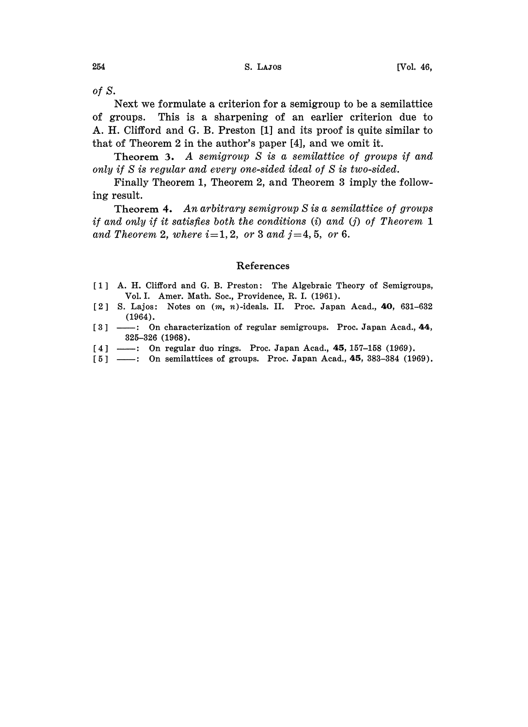*of S.*

Next we formulate a criterion for a semigroup to be a semilattice of groups. This is a sharpening of an earlier criterion due to A. H. Clifford and G. B. Preston [1] and its proof is quite similar to that of Theorem 2 in the author's paper [4], and we omit it.

**Theorem 3.** *A semigroup $S$ is a semilattice of groups if and only if $S$ is regular and every one-sided ideal of $S$ is two-sided.*

Finally Theorem 1, Theorem 2, and Theorem 3 imply the following result.

**Theorem 4.** *An arbitrary semigroup $S$ is a semilattice of groups if and only if it satisfies both the conditions* (*i*) *and* (*j*) *of Theorem* 1 *and Theorem* 2, *where $i=1, 2,$ or* 3 *and $j=4, 5,$ or* 6.

## References

[1] A. H. Clifford and G. B. Preston: The Algebraic Theory of Semigroups, Vol. I. Amer. Math. Soc., Providence, R. I. (1961).

[2] S. Lajos: Notes on $(m, n)$-ideals. II. Proc. Japan Acad., **40**, 631–632 (1964).

[3] ——: On characterization of regular semigroups. Proc. Japan Acad., **44**, 325–326 (1968).

[4] ——: On regular duo rings. Proc. Japan Acad., **45**, 157–158 (1969).

[5] ——: On semilattices of groups. Proc. Japan Acad., **45**, 383–384 (1969).